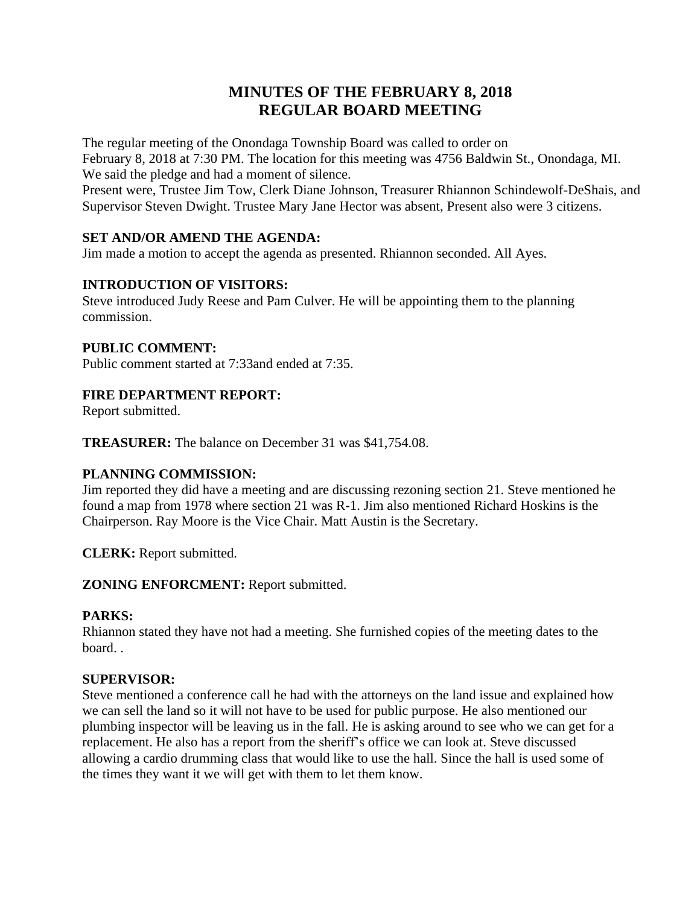# MINUTES OF THE FEBRUARY 8, 2018
# REGULAR BOARD MEETING

The regular meeting of the Onondaga Township Board was called to order on February 8, 2018 at 7:30 PM. The location for this meeting was 4756 Baldwin St., Onondaga, MI. We said the pledge and had a moment of silence.
Present were, Trustee Jim Tow, Clerk Diane Johnson, Treasurer Rhiannon Schindewolf-DeShais, and Supervisor Steven Dwight. Trustee Mary Jane Hector was absent, Present also were 3 citizens.

**SET AND/OR AMEND THE AGENDA:**
Jim made a motion to accept the agenda as presented. Rhiannon seconded. All Ayes.

**INTRODUCTION OF VISITORS:**
Steve introduced Judy Reese and Pam Culver. He will be appointing them to the planning commission.

**PUBLIC COMMENT:**
Public comment started at 7:33and ended at 7:35.

**FIRE DEPARTMENT REPORT:**
Report submitted.

**TREASURER:** The balance on December 31 was $41,754.08.

**PLANNING COMMISSION:**
Jim reported they did have a meeting and are discussing rezoning section 21. Steve mentioned he found a map from 1978 where section 21 was R-1. Jim also mentioned Richard Hoskins is the Chairperson. Ray Moore is the Vice Chair. Matt Austin is the Secretary.

**CLERK:** Report submitted.

**ZONING ENFORCMENT:** Report submitted.

**PARKS:**
Rhiannon stated they have not had a meeting. She furnished copies of the meeting dates to the board. .

**SUPERVISOR:**
Steve mentioned a conference call he had with the attorneys on the land issue and explained how we can sell the land so it will not have to be used for public purpose. He also mentioned our plumbing inspector will be leaving us in the fall. He is asking around to see who we can get for a replacement. He also has a report from the sheriff's office we can look at. Steve discussed allowing a cardio drumming class that would like to use the hall. Since the hall is used some of the times they want it we will get with them to let them know.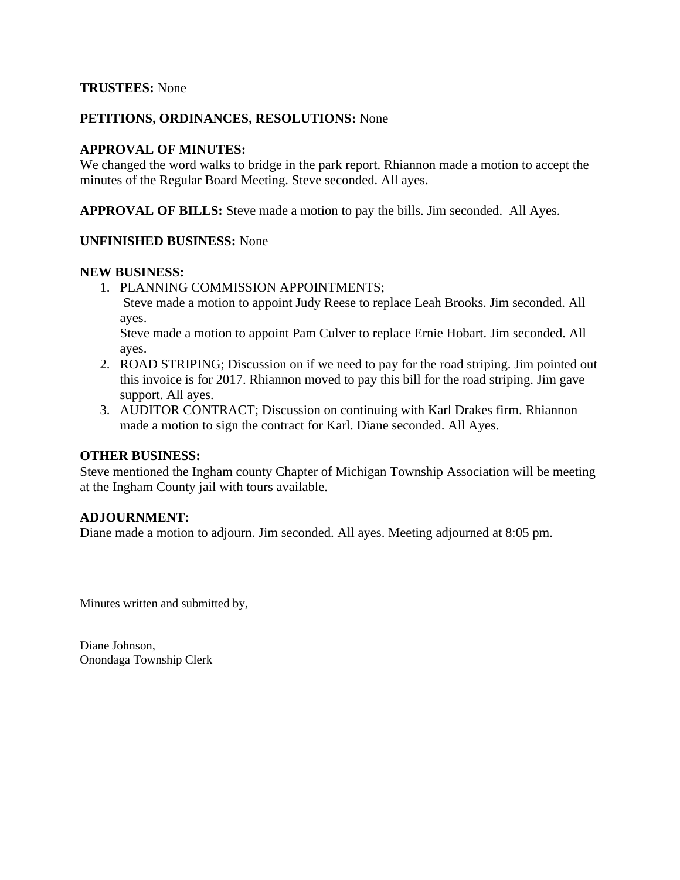**TRUSTEES:** None

**PETITIONS, ORDINANCES, RESOLUTIONS:** None

**APPROVAL OF MINUTES:**
We changed the word walks to bridge in the park report. Rhiannon made a motion to accept the minutes of the Regular Board Meeting. Steve seconded. All ayes.

**APPROVAL OF BILLS:** Steve made a motion to pay the bills. Jim seconded. All Ayes.

**UNFINISHED BUSINESS:** None

**NEW BUSINESS:**

1. PLANNING COMMISSION APPOINTMENTS;
   Steve made a motion to appoint Judy Reese to replace Leah Brooks. Jim seconded. All ayes.
   Steve made a motion to appoint Pam Culver to replace Ernie Hobart. Jim seconded. All ayes.
2. ROAD STRIPING; Discussion on if we need to pay for the road striping. Jim pointed out this invoice is for 2017. Rhiannon moved to pay this bill for the road striping. Jim gave support. All ayes.
3. AUDITOR CONTRACT; Discussion on continuing with Karl Drakes firm. Rhiannon made a motion to sign the contract for Karl. Diane seconded. All Ayes.

**OTHER BUSINESS:**
Steve mentioned the Ingham county Chapter of Michigan Township Association will be meeting at the Ingham County jail with tours available.

**ADJOURNMENT:**
Diane made a motion to adjourn. Jim seconded. All ayes. Meeting adjourned at 8:05 pm.

Minutes written and submitted by,

Diane Johnson,
Onondaga Township Clerk